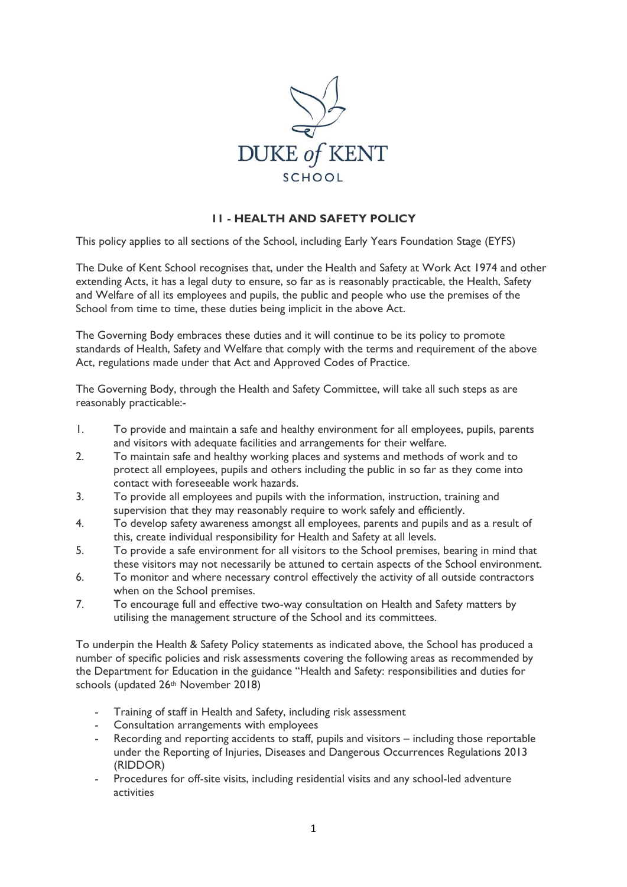DUKE *of* KENT

SCHOOL

# 11 - HEALTH AND SAFETY POLICY

This policy applies to all sections of the School, including Early Years Foundation Stage (EYFS)

The Duke of Kent School recognises that, under the Health and Safety at Work Act 1974 and other extending Acts, it has a legal duty to ensure, so far as is reasonably practicable, the Health, Safety and Welfare of all its employees and pupils, the public and people who use the premises of the School from time to time, these duties being implicit in the above Act.

The Governing Body embraces these duties and it will continue to be its policy to promote standards of Health, Safety and Welfare that comply with the terms and requirement of the above Act, regulations made under that Act and Approved Codes of Practice.

The Governing Body, through the Health and Safety Committee, will take all such steps as are reasonably practicable:-

1. To provide and maintain a safe and healthy environment for all employees, pupils, parents and visitors with adequate facilities and arrangements for their welfare.
2. To maintain safe and healthy working places and systems and methods of work and to protect all employees, pupils and others including the public in so far as they come into contact with foreseeable work hazards.
3. To provide all employees and pupils with the information, instruction, training and supervision that they may reasonably require to work safely and efficiently.
4. To develop safety awareness amongst all employees, parents and pupils and as a result of this, create individual responsibility for Health and Safety at all levels.
5. To provide a safe environment for all visitors to the School premises, bearing in mind that these visitors may not necessarily be attuned to certain aspects of the School environment.
6. To monitor and where necessary control effectively the activity of all outside contractors when on the School premises.
7. To encourage full and effective two-way consultation on Health and Safety matters by utilising the management structure of the School and its committees.

To underpin the Health & Safety Policy statements as indicated above, the School has produced a number of specific policies and risk assessments covering the following areas as recommended by the Department for Education in the guidance "Health and Safety: responsibilities and duties for schools (updated 26th November 2018)

- Training of staff in Health and Safety, including risk assessment
- Consultation arrangements with employees
- Recording and reporting accidents to staff, pupils and visitors – including those reportable under the Reporting of Injuries, Diseases and Dangerous Occurrences Regulations 2013 (RIDDOR)
- Procedures for off-site visits, including residential visits and any school-led adventure activities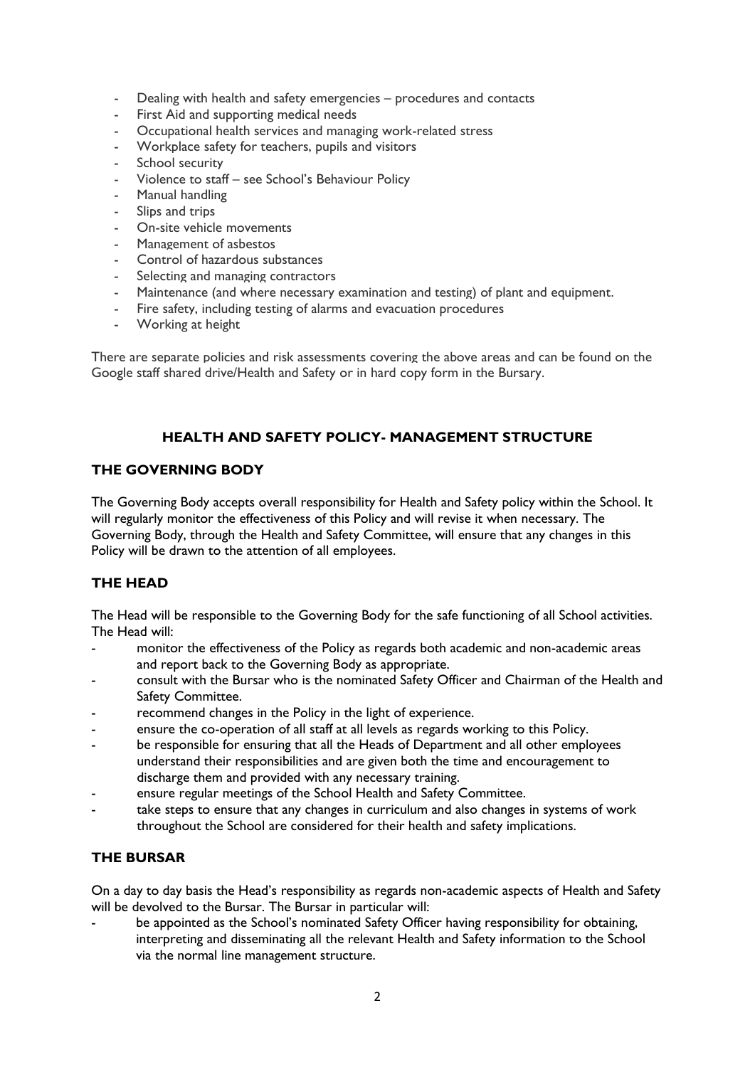- Dealing with health and safety emergencies – procedures and contacts
- First Aid and supporting medical needs
- Occupational health services and managing work-related stress
- Workplace safety for teachers, pupils and visitors
- School security
- Violence to staff – see School's Behaviour Policy
- Manual handling
- Slips and trips
- On-site vehicle movements
- Management of asbestos
- Control of hazardous substances
- Selecting and managing contractors
- Maintenance (and where necessary examination and testing) of plant and equipment.
- Fire safety, including testing of alarms and evacuation procedures
- Working at height

There are separate policies and risk assessments covering the above areas and can be found on the Google staff shared drive/Health and Safety or in hard copy form in the Bursary.

## HEALTH AND SAFETY POLICY- MANAGEMENT STRUCTURE

### THE GOVERNING BODY

The Governing Body accepts overall responsibility for Health and Safety policy within the School. It will regularly monitor the effectiveness of this Policy and will revise it when necessary. The Governing Body, through the Health and Safety Committee, will ensure that any changes in this Policy will be drawn to the attention of all employees.

### THE HEAD

The Head will be responsible to the Governing Body for the safe functioning of all School activities. The Head will:

- monitor the effectiveness of the Policy as regards both academic and non-academic areas and report back to the Governing Body as appropriate.
- consult with the Bursar who is the nominated Safety Officer and Chairman of the Health and Safety Committee.
- recommend changes in the Policy in the light of experience.
- ensure the co-operation of all staff at all levels as regards working to this Policy.
- be responsible for ensuring that all the Heads of Department and all other employees understand their responsibilities and are given both the time and encouragement to discharge them and provided with any necessary training.
- ensure regular meetings of the School Health and Safety Committee.
- take steps to ensure that any changes in curriculum and also changes in systems of work throughout the School are considered for their health and safety implications.

### THE BURSAR

On a day to day basis the Head's responsibility as regards non-academic aspects of Health and Safety will be devolved to the Bursar. The Bursar in particular will:

- be appointed as the School's nominated Safety Officer having responsibility for obtaining, interpreting and disseminating all the relevant Health and Safety information to the School via the normal line management structure.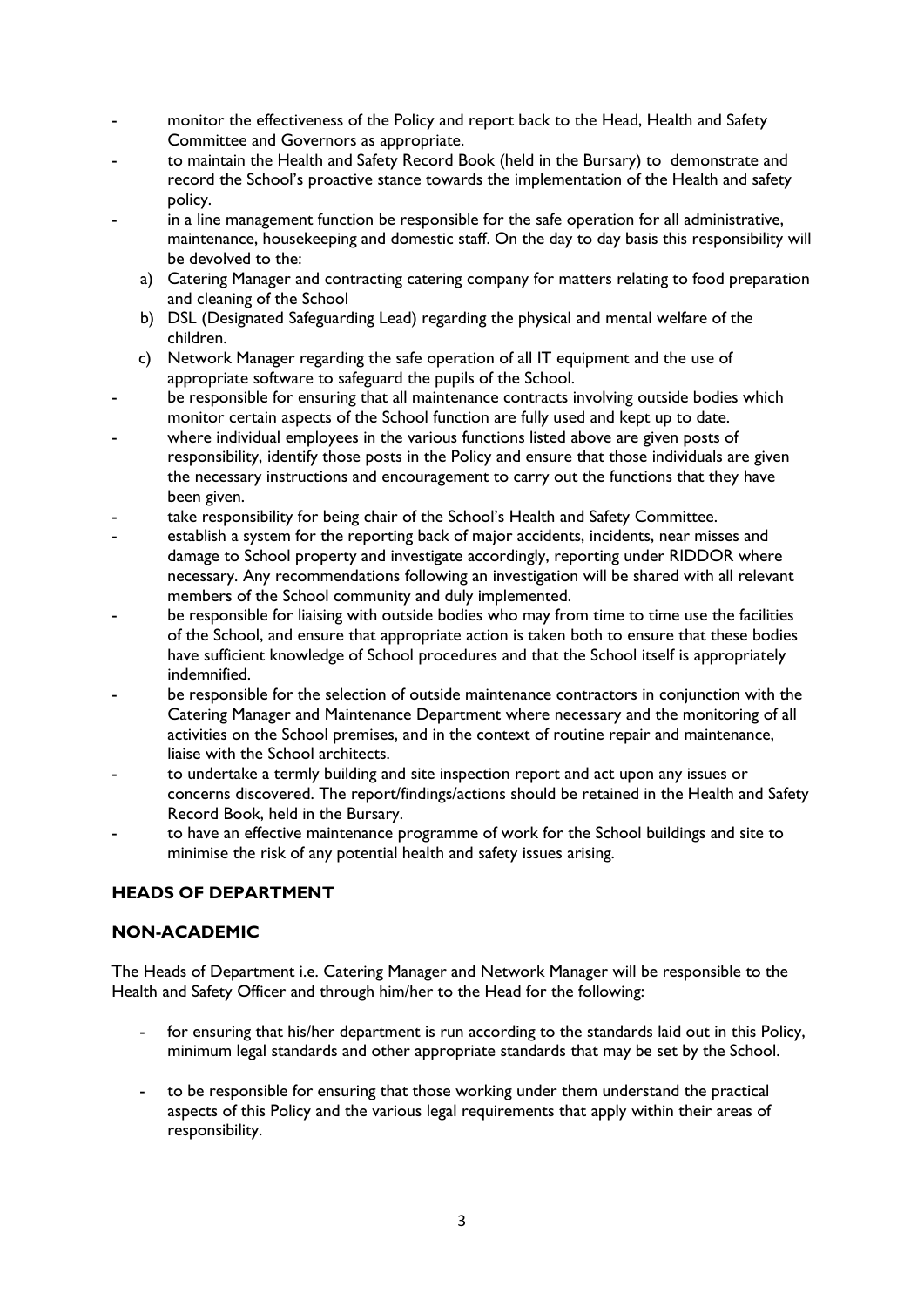- monitor the effectiveness of the Policy and report back to the Head, Health and Safety Committee and Governors as appropriate.
- to maintain the Health and Safety Record Book (held in the Bursary) to demonstrate and record the School's proactive stance towards the implementation of the Health and safety policy.
- in a line management function be responsible for the safe operation for all administrative, maintenance, housekeeping and domestic staff. On the day to day basis this responsibility will be devolved to the:
  a) Catering Manager and contracting catering company for matters relating to food preparation and cleaning of the School
  b) DSL (Designated Safeguarding Lead) regarding the physical and mental welfare of the children.
  c) Network Manager regarding the safe operation of all IT equipment and the use of appropriate software to safeguard the pupils of the School.
- be responsible for ensuring that all maintenance contracts involving outside bodies which monitor certain aspects of the School function are fully used and kept up to date.
- where individual employees in the various functions listed above are given posts of responsibility, identify those posts in the Policy and ensure that those individuals are given the necessary instructions and encouragement to carry out the functions that they have been given.
- take responsibility for being chair of the School's Health and Safety Committee.
- establish a system for the reporting back of major accidents, incidents, near misses and damage to School property and investigate accordingly, reporting under RIDDOR where necessary. Any recommendations following an investigation will be shared with all relevant members of the School community and duly implemented.
- be responsible for liaising with outside bodies who may from time to time use the facilities of the School, and ensure that appropriate action is taken both to ensure that these bodies have sufficient knowledge of School procedures and that the School itself is appropriately indemnified.
- be responsible for the selection of outside maintenance contractors in conjunction with the Catering Manager and Maintenance Department where necessary and the monitoring of all activities on the School premises, and in the context of routine repair and maintenance, liaise with the School architects.
- to undertake a termly building and site inspection report and act upon any issues or concerns discovered. The report/findings/actions should be retained in the Health and Safety Record Book, held in the Bursary.
- to have an effective maintenance programme of work for the School buildings and site to minimise the risk of any potential health and safety issues arising.

## HEADS OF DEPARTMENT

### NON-ACADEMIC

The Heads of Department i.e. Catering Manager and Network Manager will be responsible to the Health and Safety Officer and through him/her to the Head for the following:

- for ensuring that his/her department is run according to the standards laid out in this Policy, minimum legal standards and other appropriate standards that may be set by the School.
- to be responsible for ensuring that those working under them understand the practical aspects of this Policy and the various legal requirements that apply within their areas of responsibility.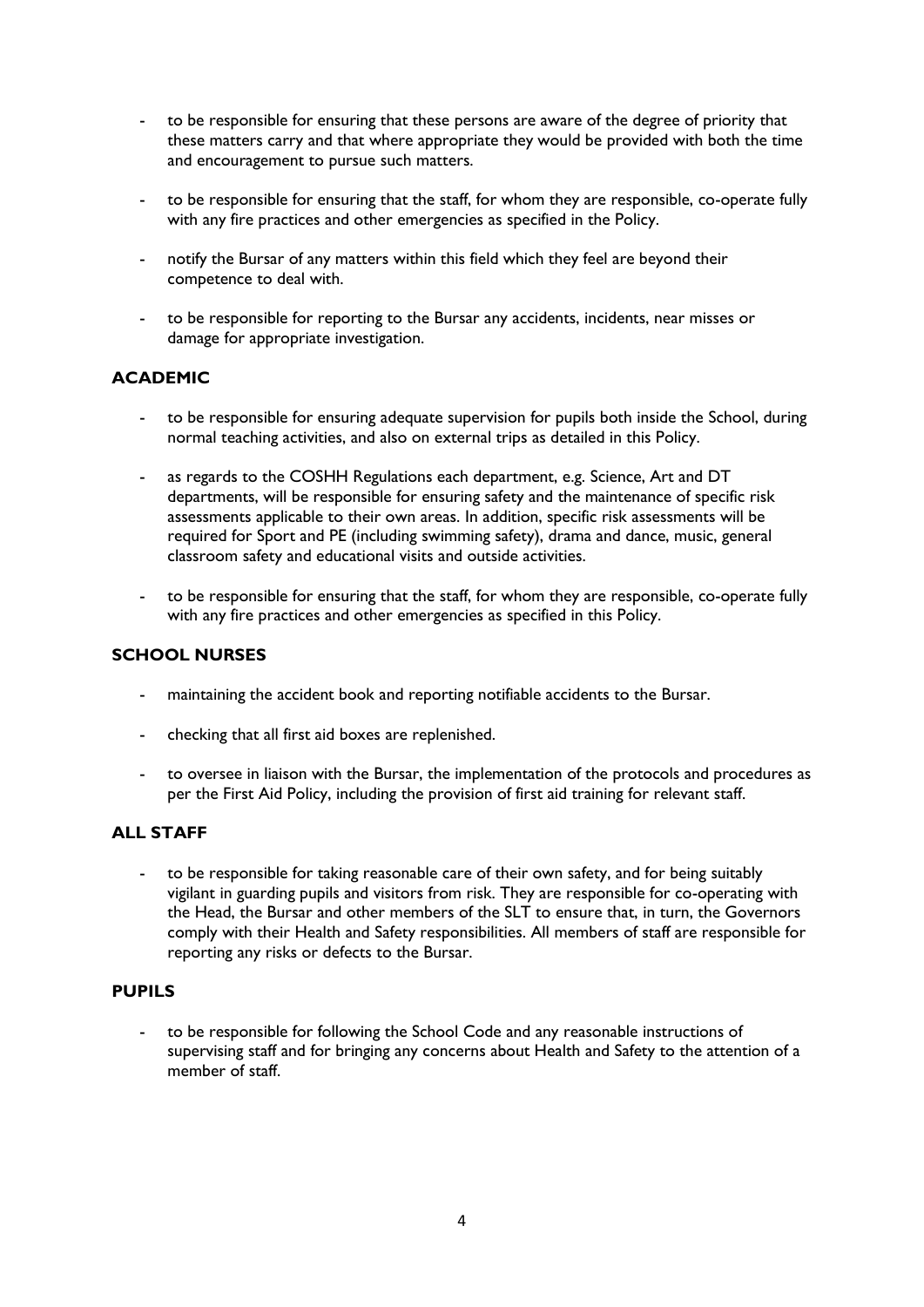- to be responsible for ensuring that these persons are aware of the degree of priority that these matters carry and that where appropriate they would be provided with both the time and encouragement to pursue such matters.
- to be responsible for ensuring that the staff, for whom they are responsible, co-operate fully with any fire practices and other emergencies as specified in the Policy.
- notify the Bursar of any matters within this field which they feel are beyond their competence to deal with.
- to be responsible for reporting to the Bursar any accidents, incidents, near misses or damage for appropriate investigation.

## ACADEMIC

- to be responsible for ensuring adequate supervision for pupils both inside the School, during normal teaching activities, and also on external trips as detailed in this Policy.
- as regards to the COSHH Regulations each department, e.g. Science, Art and DT departments, will be responsible for ensuring safety and the maintenance of specific risk assessments applicable to their own areas. In addition, specific risk assessments will be required for Sport and PE (including swimming safety), drama and dance, music, general classroom safety and educational visits and outside activities.
- to be responsible for ensuring that the staff, for whom they are responsible, co-operate fully with any fire practices and other emergencies as specified in this Policy.

## SCHOOL NURSES

- maintaining the accident book and reporting notifiable accidents to the Bursar.
- checking that all first aid boxes are replenished.
- to oversee in liaison with the Bursar, the implementation of the protocols and procedures as per the First Aid Policy, including the provision of first aid training for relevant staff.

## ALL STAFF

- to be responsible for taking reasonable care of their own safety, and for being suitably vigilant in guarding pupils and visitors from risk. They are responsible for co-operating with the Head, the Bursar and other members of the SLT to ensure that, in turn, the Governors comply with their Health and Safety responsibilities. All members of staff are responsible for reporting any risks or defects to the Bursar.

## PUPILS

- to be responsible for following the School Code and any reasonable instructions of supervising staff and for bringing any concerns about Health and Safety to the attention of a member of staff.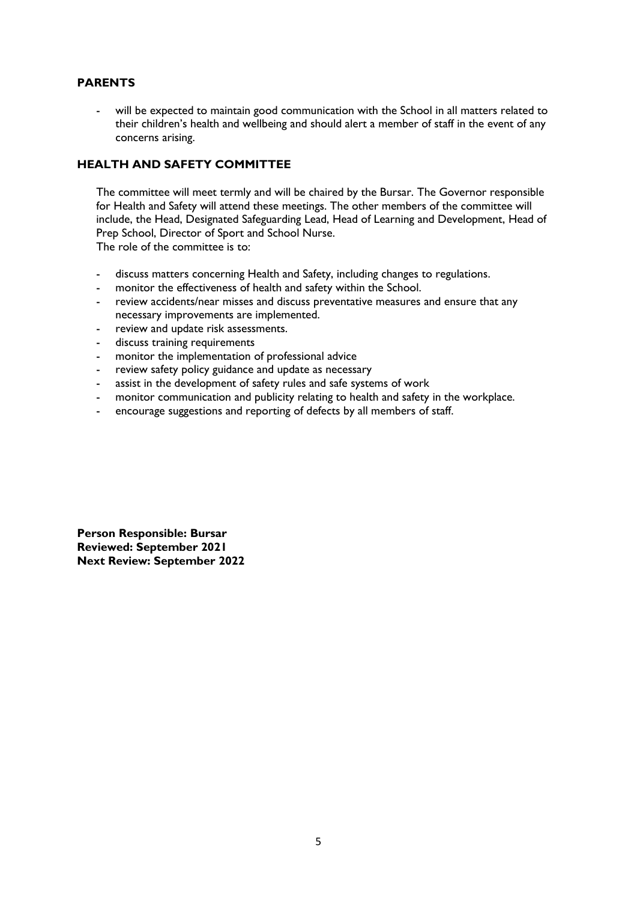## PARENTS

- will be expected to maintain good communication with the School in all matters related to their children's health and wellbeing and should alert a member of staff in the event of any concerns arising.

## HEALTH AND SAFETY COMMITTEE

The committee will meet termly and will be chaired by the Bursar. The Governor responsible for Health and Safety will attend these meetings. The other members of the committee will include, the Head, Designated Safeguarding Lead, Head of Learning and Development, Head of Prep School, Director of Sport and School Nurse.
The role of the committee is to:

- discuss matters concerning Health and Safety, including changes to regulations.
- monitor the effectiveness of health and safety within the School.
- review accidents/near misses and discuss preventative measures and ensure that any necessary improvements are implemented.
- review and update risk assessments.
- discuss training requirements
- monitor the implementation of professional advice
- review safety policy guidance and update as necessary
- assist in the development of safety rules and safe systems of work
- monitor communication and publicity relating to health and safety in the workplace.
- encourage suggestions and reporting of defects by all members of staff.

**Person Responsible: Bursar**
**Reviewed: September 2021**
**Next Review: September 2022**